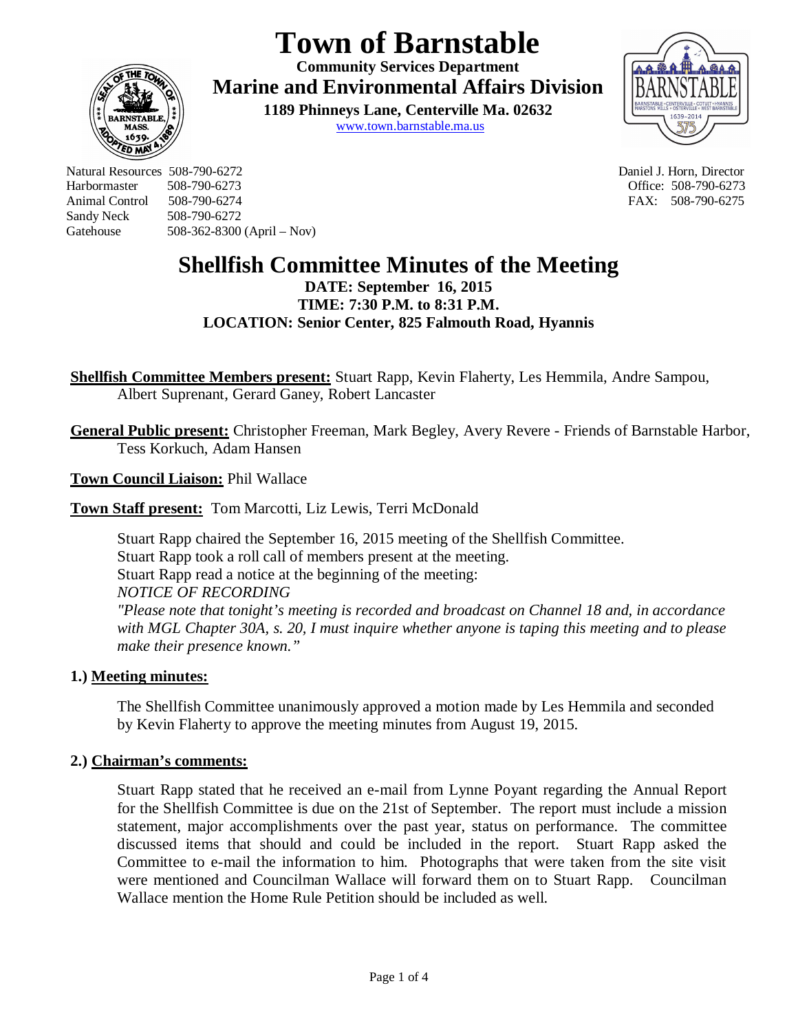# Town of Barnstable

**Community Services Department**
**Marine and Environmental Affairs Division**
**1189 Phinneys Lane, Centerville Ma. 02632**
www.town.barnstable.ma.us

Natural Resources 508-790-6272
Harbormaster 508-790-6273
Animal Control 508-790-6274
Sandy Neck 508-790-6272
Gatehouse 508-362-8300 (April – Nov)

Daniel J. Horn, Director
Office: 508-790-6273
FAX: 508-790-6275

## Shellfish Committee Minutes of the Meeting

**DATE: September 16, 2015**
**TIME: 7:30 P.M. to 8:31 P.M.**
**LOCATION: Senior Center, 825 Falmouth Road, Hyannis**

**Shellfish Committee Members present:** Stuart Rapp, Kevin Flaherty, Les Hemmila, Andre Sampou, Albert Suprenant, Gerard Ganey, Robert Lancaster

**General Public present:** Christopher Freeman, Mark Begley, Avery Revere - Friends of Barnstable Harbor, Tess Korkuch, Adam Hansen

**Town Council Liaison:** Phil Wallace

**Town Staff present:** Tom Marcotti, Liz Lewis, Terri McDonald

Stuart Rapp chaired the September 16, 2015 meeting of the Shellfish Committee.
Stuart Rapp took a roll call of members present at the meeting.
Stuart Rapp read a notice at the beginning of the meeting:
*NOTICE OF RECORDING*
*"Please note that tonight's meeting is recorded and broadcast on Channel 18 and, in accordance with MGL Chapter 30A, s. 20, I must inquire whether anyone is taping this meeting and to please make their presence known."*

### 1.) Meeting minutes:

The Shellfish Committee unanimously approved a motion made by Les Hemmila and seconded by Kevin Flaherty to approve the meeting minutes from August 19, 2015.

### 2.) Chairman's comments:

Stuart Rapp stated that he received an e-mail from Lynne Poyant regarding the Annual Report for the Shellfish Committee is due on the 21st of September. The report must include a mission statement, major accomplishments over the past year, status on performance. The committee discussed items that should and could be included in the report. Stuart Rapp asked the Committee to e-mail the information to him. Photographs that were taken from the site visit were mentioned and Councilman Wallace will forward them on to Stuart Rapp. Councilman Wallace mention the Home Rule Petition should be included as well.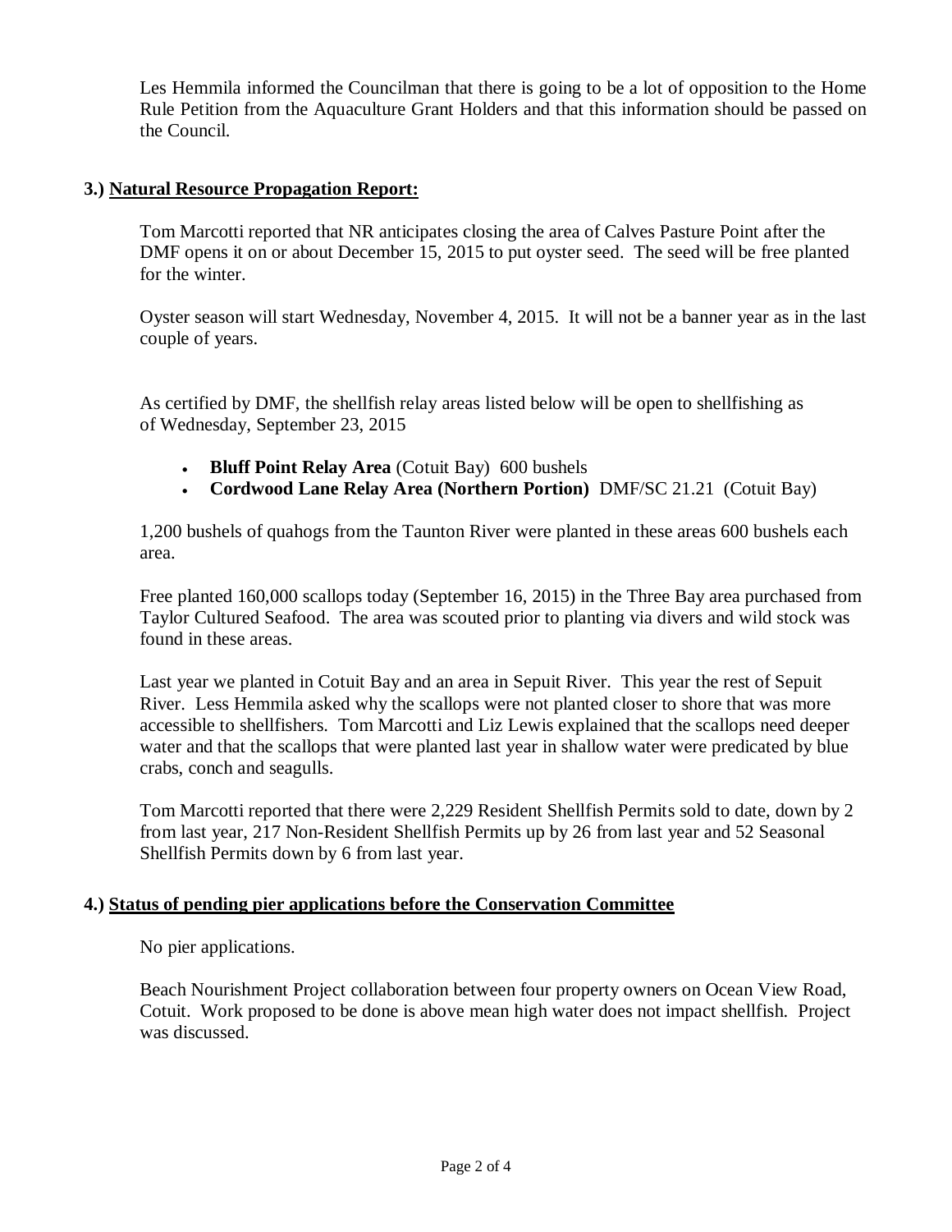Les Hemmila informed the Councilman that there is going to be a lot of opposition to the Home Rule Petition from the Aquaculture Grant Holders and that this information should be passed on the Council.

### 3.) Natural Resource Propagation Report:

Tom Marcotti reported that NR anticipates closing the area of Calves Pasture Point after the DMF opens it on or about December 15, 2015 to put oyster seed. The seed will be free planted for the winter.

Oyster season will start Wednesday, November 4, 2015. It will not be a banner year as in the last couple of years.

As certified by DMF, the shellfish relay areas listed below will be open to shellfishing as of Wednesday, September 23, 2015

- **Bluff Point Relay Area** (Cotuit Bay) 600 bushels
- **Cordwood Lane Relay Area (Northern Portion)** DMF/SC 21.21 (Cotuit Bay)

1,200 bushels of quahogs from the Taunton River were planted in these areas 600 bushels each area.

Free planted 160,000 scallops today (September 16, 2015) in the Three Bay area purchased from Taylor Cultured Seafood. The area was scouted prior to planting via divers and wild stock was found in these areas.

Last year we planted in Cotuit Bay and an area in Sepuit River. This year the rest of Sepuit River. Less Hemmila asked why the scallops were not planted closer to shore that was more accessible to shellfishers. Tom Marcotti and Liz Lewis explained that the scallops need deeper water and that the scallops that were planted last year in shallow water were predicated by blue crabs, conch and seagulls.

Tom Marcotti reported that there were 2,229 Resident Shellfish Permits sold to date, down by 2 from last year, 217 Non-Resident Shellfish Permits up by 26 from last year and 52 Seasonal Shellfish Permits down by 6 from last year.

### 4.) Status of pending pier applications before the Conservation Committee

No pier applications.

Beach Nourishment Project collaboration between four property owners on Ocean View Road, Cotuit. Work proposed to be done is above mean high water does not impact shellfish. Project was discussed.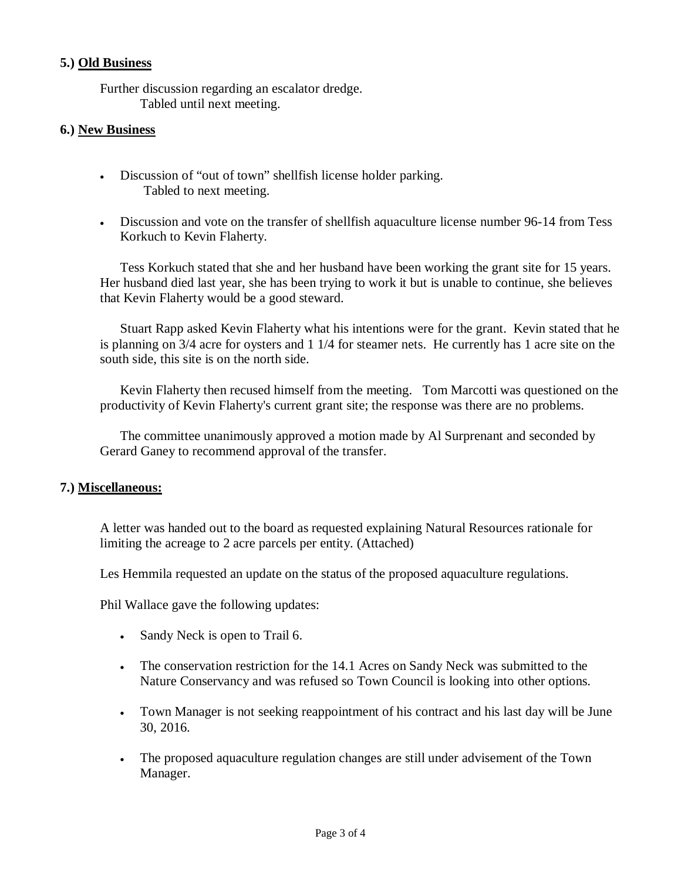**5.) Old Business**

Further discussion regarding an escalator dredge.
Tabled until next meeting.

**6.) New Business**

- Discussion of "out of town" shellfish license holder parking.
  Tabled to next meeting.

- Discussion and vote on the transfer of shellfish aquaculture license number 96-14 from Tess Korkuch to Kevin Flaherty.

Tess Korkuch stated that she and her husband have been working the grant site for 15 years. Her husband died last year, she has been trying to work it but is unable to continue, she believes that Kevin Flaherty would be a good steward.

Stuart Rapp asked Kevin Flaherty what his intentions were for the grant. Kevin stated that he is planning on 3/4 acre for oysters and 1 1/4 for steamer nets. He currently has 1 acre site on the south side, this site is on the north side.

Kevin Flaherty then recused himself from the meeting. Tom Marcotti was questioned on the productivity of Kevin Flaherty's current grant site; the response was there are no problems.

The committee unanimously approved a motion made by Al Surprenant and seconded by Gerard Ganey to recommend approval of the transfer.

**7.) Miscellaneous:**

A letter was handed out to the board as requested explaining Natural Resources rationale for limiting the acreage to 2 acre parcels per entity. (Attached)

Les Hemmila requested an update on the status of the proposed aquaculture regulations.

Phil Wallace gave the following updates:

- Sandy Neck is open to Trail 6.

- The conservation restriction for the 14.1 Acres on Sandy Neck was submitted to the Nature Conservancy and was refused so Town Council is looking into other options.

- Town Manager is not seeking reappointment of his contract and his last day will be June 30, 2016.

- The proposed aquaculture regulation changes are still under advisement of the Town Manager.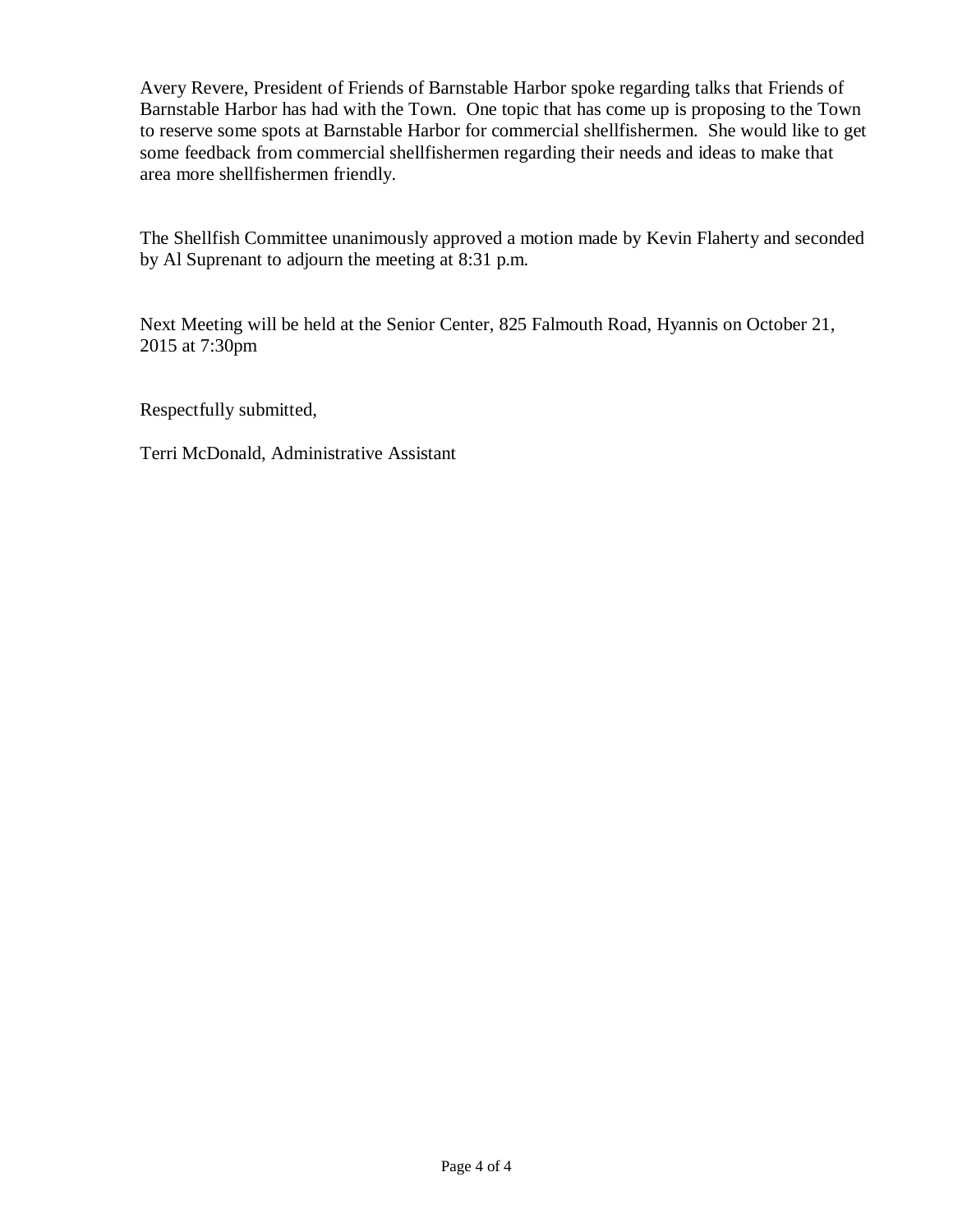Avery Revere, President of Friends of Barnstable Harbor spoke regarding talks that Friends of Barnstable Harbor has had with the Town. One topic that has come up is proposing to the Town to reserve some spots at Barnstable Harbor for commercial shellfishermen. She would like to get some feedback from commercial shellfishermen regarding their needs and ideas to make that area more shellfishermen friendly.

The Shellfish Committee unanimously approved a motion made by Kevin Flaherty and seconded by Al Suprenant to adjourn the meeting at 8:31 p.m.

Next Meeting will be held at the Senior Center, 825 Falmouth Road, Hyannis on October 21, 2015 at 7:30pm

Respectfully submitted,

Terri McDonald, Administrative Assistant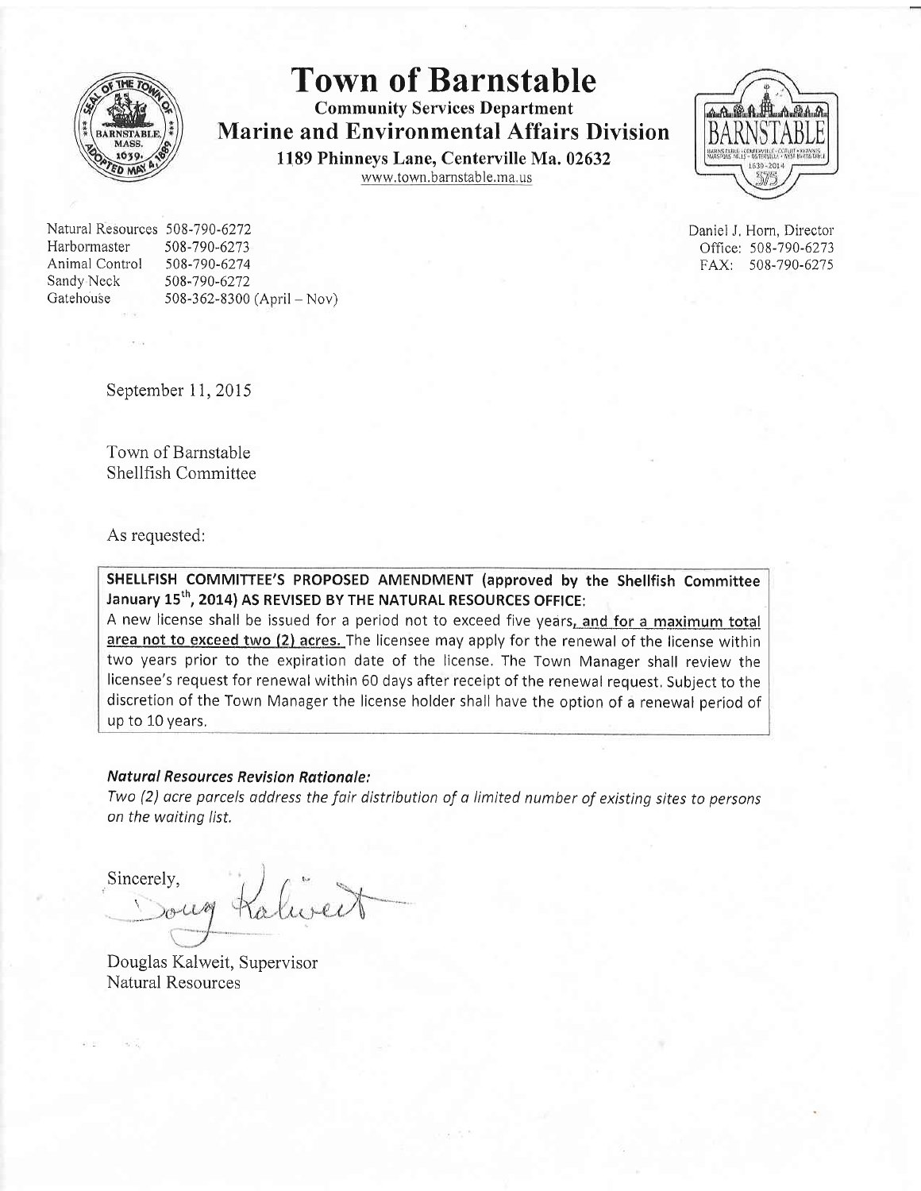# Town of Barnstable

**Community Services Department**

## Marine and Environmental Affairs Division

**1189 Phinneys Lane, Centerville Ma. 02632**

www.town.barnstable.ma.us

| | |
|---|---|
| Natural Resources | 508-790-6272 |
| Harbormaster | 508-790-6273 |
| Animal Control | 508-790-6274 |
| Sandy Neck | 508-790-6272 |
| Gatehouse | 508-362-8300 (April – Nov) |

Daniel J. Horn, Director
Office: 508-790-6273
FAX: 508-790-6275

September 11, 2015

Town of Barnstable
Shellfish Committee

As requested:

**SHELLFISH COMMITTEE'S PROPOSED AMENDMENT (approved by the Shellfish Committee January 15th, 2014) AS REVISED BY THE NATURAL RESOURCES OFFICE:**
A new license shall be issued for a period not to exceed five years**, and for a maximum total area not to exceed two (2) acres.** The licensee may apply for the renewal of the license within two years prior to the expiration date of the license. The Town Manager shall review the licensee's request for renewal within 60 days after receipt of the renewal request. Subject to the discretion of the Town Manager the license holder shall have the option of a renewal period of up to 10 years.

***Natural Resources Revision Rationale:***
*Two (2) acre parcels address the fair distribution of a limited number of existing sites to persons on the waiting list.*

Sincerely,

Doug Kalweit

Douglas Kalweit, Supervisor
Natural Resources